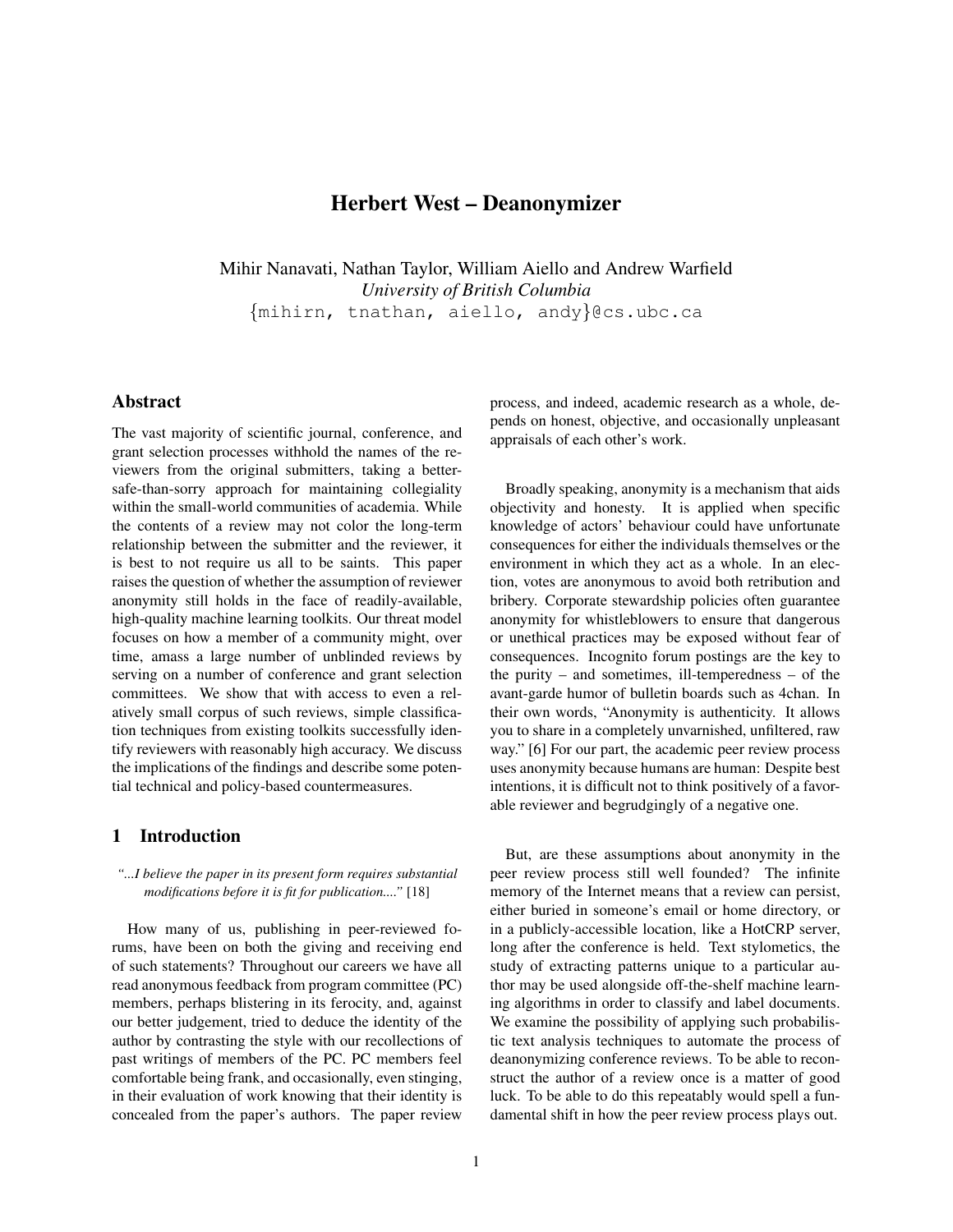# Herbert West – Deanonymizer

Mihir Nanavati, Nathan Taylor, William Aiello and Andrew Warfield
*University of British Columbia*
{mihirn, tnathan, aiello, andy}@cs.ubc.ca

## Abstract

The vast majority of scientific journal, conference, and grant selection processes withhold the names of the reviewers from the original submitters, taking a better-safe-than-sorry approach for maintaining collegiality within the small-world communities of academia. While the contents of a review may not color the long-term relationship between the submitter and the reviewer, it is best to not require us all to be saints. This paper raises the question of whether the assumption of reviewer anonymity still holds in the face of readily-available, high-quality machine learning toolkits. Our threat model focuses on how a member of a community might, over time, amass a large number of unblinded reviews by serving on a number of conference and grant selection committees. We show that with access to even a relatively small corpus of such reviews, simple classification techniques from existing toolkits successfully identify reviewers with reasonably high accuracy. We discuss the implications of the findings and describe some potential technical and policy-based countermeasures.

## 1 Introduction

*"...I believe the paper in its present form requires substantial modifications before it is fit for publication...."* [18]

How many of us, publishing in peer-reviewed forums, have been on both the giving and receiving end of such statements? Throughout our careers we have all read anonymous feedback from program committee (PC) members, perhaps blistering in its ferocity, and, against our better judgement, tried to deduce the identity of the author by contrasting the style with our recollections of past writings of members of the PC. PC members feel comfortable being frank, and occasionally, even stinging, in their evaluation of work knowing that their identity is concealed from the paper's authors. The paper review process, and indeed, academic research as a whole, depends on honest, objective, and occasionally unpleasant appraisals of each other's work.

Broadly speaking, anonymity is a mechanism that aids objectivity and honesty. It is applied when specific knowledge of actors' behaviour could have unfortunate consequences for either the individuals themselves or the environment in which they act as a whole. In an election, votes are anonymous to avoid both retribution and bribery. Corporate stewardship policies often guarantee anonymity for whistleblowers to ensure that dangerous or unethical practices may be exposed without fear of consequences. Incognito forum postings are the key to the purity – and sometimes, ill-temperedness – of the avant-garde humor of bulletin boards such as 4chan. In their own words, "Anonymity is authenticity. It allows you to share in a completely unvarnished, unfiltered, raw way." [6] For our part, the academic peer review process uses anonymity because humans are human: Despite best intentions, it is difficult not to think positively of a favorable reviewer and begrudgingly of a negative one.

But, are these assumptions about anonymity in the peer review process still well founded? The infinite memory of the Internet means that a review can persist, either buried in someone's email or home directory, or in a publicly-accessible location, like a HotCRP server, long after the conference is held. Text stylometics, the study of extracting patterns unique to a particular author may be used alongside off-the-shelf machine learning algorithms in order to classify and label documents. We examine the possibility of applying such probabilistic text analysis techniques to automate the process of deanonymizing conference reviews. To be able to reconstruct the author of a review once is a matter of good luck. To be able to do this repeatably would spell a fundamental shift in how the peer review process plays out.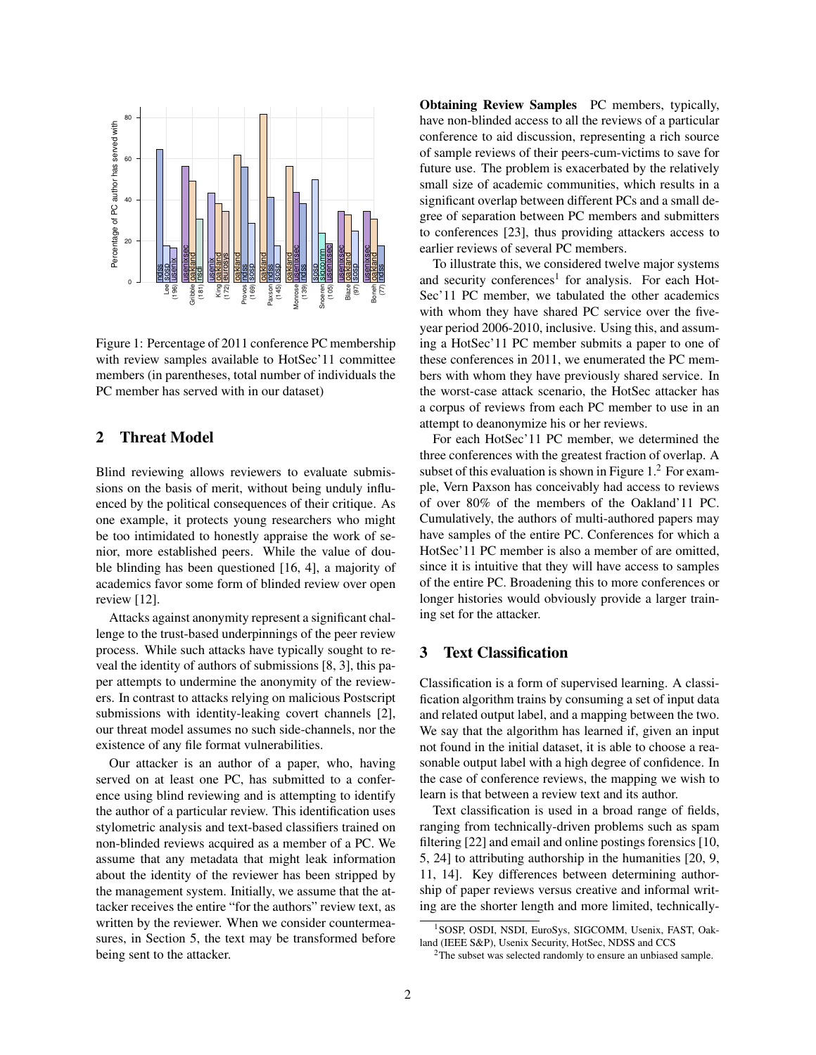Figure 1: Percentage of 2011 conference PC membership with review samples available to HotSec'11 committee members (in parentheses, total number of individuals the PC member has served with in our dataset)

## 2 Threat Model

Blind reviewing allows reviewers to evaluate submissions on the basis of merit, without being unduly influenced by the political consequences of their critique. As one example, it protects young researchers who might be too intimidated to honestly appraise the work of senior, more established peers. While the value of double blinding has been questioned [16, 4], a majority of academics favor some form of blinded review over open review [12].

Attacks against anonymity represent a significant challenge to the trust-based underpinnings of the peer review process. While such attacks have typically sought to reveal the identity of authors of submissions [8, 3], this paper attempts to undermine the anonymity of the reviewers. In contrast to attacks relying on malicious Postscript submissions with identity-leaking covert channels [2], our threat model assumes no such side-channels, nor the existence of any file format vulnerabilities.

Our attacker is an author of a paper, who, having served on at least one PC, has submitted to a conference using blind reviewing and is attempting to identify the author of a particular review. This identification uses stylometric analysis and text-based classifiers trained on non-blinded reviews acquired as a member of a PC. We assume that any metadata that might leak information about the identity of the reviewer has been stripped by the management system. Initially, we assume that the attacker receives the entire "for the authors" review text, as written by the reviewer. When we consider countermeasures, in Section 5, the text may be transformed before being sent to the attacker.

**Obtaining Review Samples** PC members, typically, have non-blinded access to all the reviews of a particular conference to aid discussion, representing a rich source of sample reviews of their peers-cum-victims to save for future use. The problem is exacerbated by the relatively small size of academic communities, which results in a significant overlap between different PCs and a small degree of separation between PC members and submitters to conferences [23], thus providing attackers access to earlier reviews of several PC members.

To illustrate this, we considered twelve major systems and security conferences[1] for analysis. For each HotSec'11 PC member, we tabulated the other academics with whom they have shared PC service over the five-year period 2006-2010, inclusive. Using this, and assuming a HotSec'11 PC member submits a paper to one of these conferences in 2011, we enumerated the PC members with whom they have previously shared service. In the worst-case attack scenario, the HotSec attacker has a corpus of reviews from each PC member to use in an attempt to deanonymize his or her reviews.

For each HotSec'11 PC member, we determined the three conferences with the greatest fraction of overlap. A subset of this evaluation is shown in Figure 1.[2] For example, Vern Paxson has conceivably had access to reviews of over 80% of the members of the Oakland'11 PC. Cumulatively, the authors of multi-authored papers may have samples of the entire PC. Conferences for which a HotSec'11 PC member is also a member of are omitted, since it is intuitive that they will have access to samples of the entire PC. Broadening this to more conferences or longer histories would obviously provide a larger training set for the attacker.

## 3 Text Classification

Classification is a form of supervised learning. A classification algorithm trains by consuming a set of input data and related output label, and a mapping between the two. We say that the algorithm has learned if, given an input not found in the initial dataset, it is able to choose a reasonable output label with a high degree of confidence. In the case of conference reviews, the mapping we wish to learn is that between a review text and its author.

Text classification is used in a broad range of fields, ranging from technically-driven problems such as spam filtering [22] and email and online postings forensics [10, 5, 24] to attributing authorship in the humanities [20, 9, 11, 14]. Key differences between determining authorship of paper reviews versus creative and informal writing are the shorter length and more limited, technically-

[1] SOSP, OSDI, NSDI, EuroSys, SIGCOMM, Usenix, FAST, Oakland (IEEE S&P), Usenix Security, HotSec, NDSS and CCS

[2] The subset was selected randomly to ensure an unbiased sample.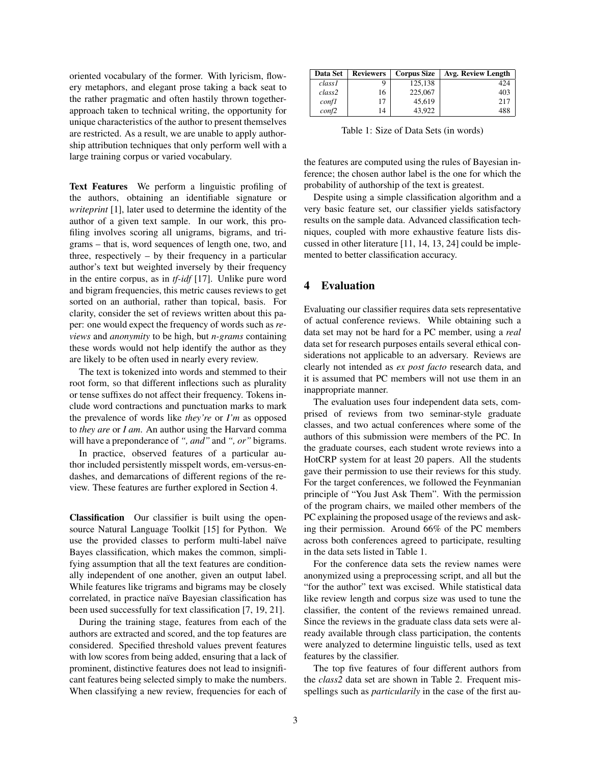oriented vocabulary of the former. With lyricism, flowery metaphors, and elegant prose taking a back seat to the rather pragmatic and often hastily thrown together-approach taken to technical writing, the opportunity for unique characteristics of the author to present themselves are restricted. As a result, we are unable to apply authorship attribution techniques that only perform well with a large training corpus or varied vocabulary.

**Text Features** We perform a linguistic profiling of the authors, obtaining an identifiable signature or *writeprint* [1], later used to determine the identity of the author of a given text sample. In our work, this profiling involves scoring all unigrams, bigrams, and trigrams – that is, word sequences of length one, two, and three, respectively – by their frequency in a particular author's text but weighted inversely by their frequency in the entire corpus, as in *tf-idf* [17]. Unlike pure word and bigram frequencies, this metric causes reviews to get sorted on an authorial, rather than topical, basis. For clarity, consider the set of reviews written about this paper: one would expect the frequency of words such as *reviews* and *anonymity* to be high, but *n-grams* containing these words would not help identify the author as they are likely to be often used in nearly every review.

The text is tokenized into words and stemmed to their root form, so that different inflections such as plurality or tense suffixes do not affect their frequency. Tokens include word contractions and punctuation marks to mark the prevalence of words like *they're* or *I'm* as opposed to *they are* or *I am*. An author using the Harvard comma will have a preponderance of *", and"* and *", or"* bigrams.

In practice, observed features of a particular author included persistently misspelt words, em-versus-en-dashes, and demarcations of different regions of the review. These features are further explored in Section 4.

**Classification** Our classifier is built using the open-source Natural Language Toolkit [15] for Python. We use the provided classes to perform multi-label naïve Bayes classification, which makes the common, simplifying assumption that all the text features are conditionally independent of one another, given an output label. While features like trigrams and bigrams may be closely correlated, in practice naïve Bayesian classification has been used successfully for text classification [7, 19, 21].

During the training stage, features from each of the authors are extracted and scored, and the top features are considered. Specified threshold values prevent features with low scores from being added, ensuring that a lack of prominent, distinctive features does not lead to insignificant features being selected simply to make the numbers. When classifying a new review, frequencies for each of the features are computed using the rules of Bayesian inference; the chosen author label is the one for which the probability of authorship of the text is greatest.

| Data Set | Reviewers | Corpus Size | Avg. Review Length |
|---|---|---|---|
| *class1* | 9 | 125,138 | 424 |
| *class2* | 16 | 225,067 | 403 |
| *conf1* | 17 | 45,619 | 217 |
| *conf2* | 14 | 43,922 | 488 |

Table 1: Size of Data Sets (in words)

Despite using a simple classification algorithm and a very basic feature set, our classifier yields satisfactory results on the sample data. Advanced classification techniques, coupled with more exhaustive feature lists discussed in other literature [11, 14, 13, 24] could be implemented to better classification accuracy.

## 4 Evaluation

Evaluating our classifier requires data sets representative of actual conference reviews. While obtaining such a data set may not be hard for a PC member, using a *real* data set for research purposes entails several ethical considerations not applicable to an adversary. Reviews are clearly not intended as *ex post facto* research data, and it is assumed that PC members will not use them in an inappropriate manner.

The evaluation uses four independent data sets, comprised of reviews from two seminar-style graduate classes, and two actual conferences where some of the authors of this submission were members of the PC. In the graduate courses, each student wrote reviews into a HotCRP system for at least 20 papers. All the students gave their permission to use their reviews for this study. For the target conferences, we followed the Feynmanian principle of "You Just Ask Them". With the permission of the program chairs, we mailed other members of the PC explaining the proposed usage of the reviews and asking their permission. Around 66% of the PC members across both conferences agreed to participate, resulting in the data sets listed in Table 1.

For the conference data sets the review names were anonymized using a preprocessing script, and all but the "for the author" text was excised. While statistical data like review length and corpus size was used to tune the classifier, the content of the reviews remained unread. Since the reviews in the graduate class data sets were already available through class participation, the contents were analyzed to determine linguistic tells, used as text features by the classifier.

The top five features of four different authors from the *class2* data set are shown in Table 2. Frequent misspellings such as *particularily* in the case of the first au-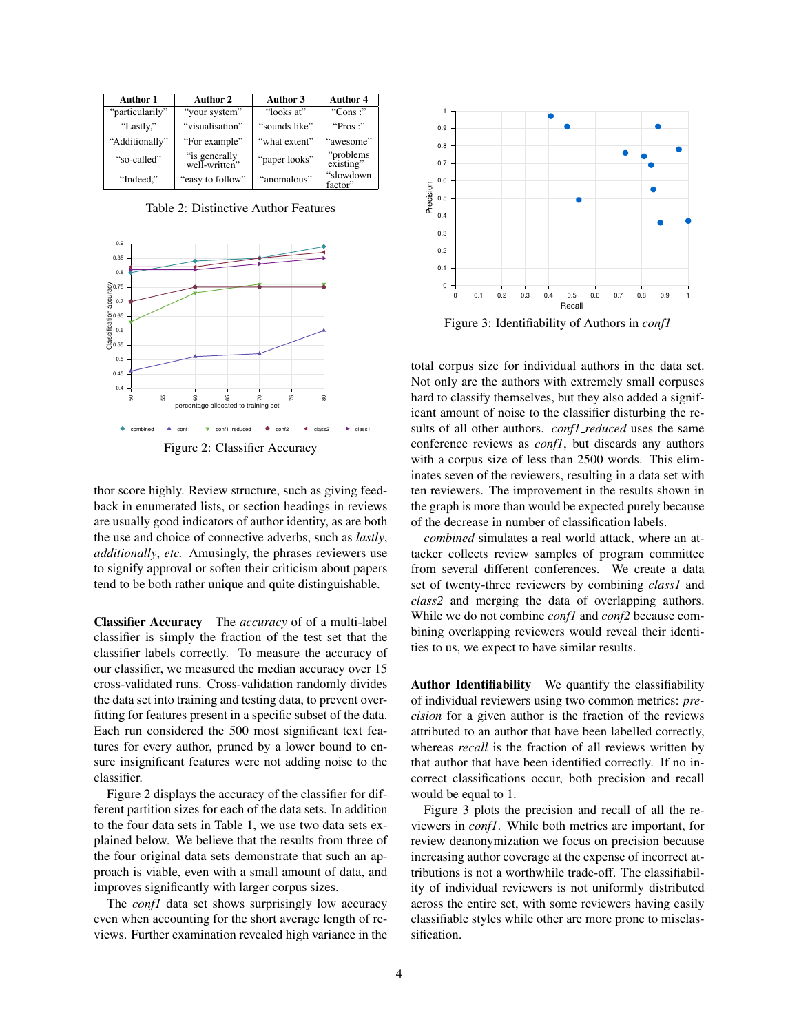| Author 1 | Author 2 | Author 3 | Author 4 |
|---|---|---|---|
| "particularily" | "your system" | "looks at" | "Cons :" |
| "Lastly," | "visualisation" | "sounds like" | "Pros :" |
| "Additionally" | "For example" | "what extent" | "awesome" |
| "so-called" | "is generally well-written" | "paper looks" | "problems existing" |
| "Indeed," | "easy to follow" | "anomalous" | "slowdown factor" |

Table 2: Distinctive Author Features

Figure 2: Classifier Accuracy

thor score highly. Review structure, such as giving feedback in enumerated lists, or section headings in reviews are usually good indicators of author identity, as are both the use and choice of connective adverbs, such as *lastly*, *additionally*, *etc.* Amusingly, the phrases reviewers use to signify approval or soften their criticism about papers tend to be both rather unique and quite distinguishable.

**Classifier Accuracy** The *accuracy* of of a multi-label classifier is simply the fraction of the test set that the classifier labels correctly. To measure the accuracy of our classifier, we measured the median accuracy over 15 cross-validated runs. Cross-validation randomly divides the data set into training and testing data, to prevent overfitting for features present in a specific subset of the data. Each run considered the 500 most significant text features for every author, pruned by a lower bound to ensure insignificant features were not adding noise to the classifier.

Figure 2 displays the accuracy of the classifier for different partition sizes for each of the data sets. In addition to the four data sets in Table 1, we use two data sets explained below. We believe that the results from three of the four original data sets demonstrate that such an approach is viable, even with a small amount of data, and improves significantly with larger corpus sizes.

The *conf1* data set shows surprisingly low accuracy even when accounting for the short average length of reviews. Further examination revealed high variance in the total corpus size for individual authors in the data set. Not only are the authors with extremely small corpuses hard to classify themselves, but they also added a significant amount of noise to the classifier disturbing the results of all other authors. *conf1_reduced* uses the same conference reviews as *conf1*, but discards any authors with a corpus size of less than 2500 words. This eliminates seven of the reviewers, resulting in a data set with ten reviewers. The improvement in the results shown in the graph is more than would be expected purely because of the decrease in number of classification labels.

*combined* simulates a real world attack, where an attacker collects review samples of program committee from several different conferences. We create a data set of twenty-three reviewers by combining *class1* and *class2* and merging the data of overlapping authors. While we do not combine *conf1* and *conf2* because combining overlapping reviewers would reveal their identities to us, we expect to have similar results.

Figure 3: Identifiability of Authors in *conf1*

**Author Identifiability** We quantify the classifiability of individual reviewers using two common metrics: *precision* for a given author is the fraction of the reviews attributed to an author that have been labelled correctly, whereas *recall* is the fraction of all reviews written by that author that have been identified correctly. If no incorrect classifications occur, both precision and recall would be equal to 1.

Figure 3 plots the precision and recall of all the reviewers in *conf1*. While both metrics are important, for review deanonymization we focus on precision because increasing author coverage at the expense of incorrect attributions is not a worthwhile trade-off. The classifiability of individual reviewers is not uniformly distributed across the entire set, with some reviewers having easily classifiable styles while other are more prone to misclassification.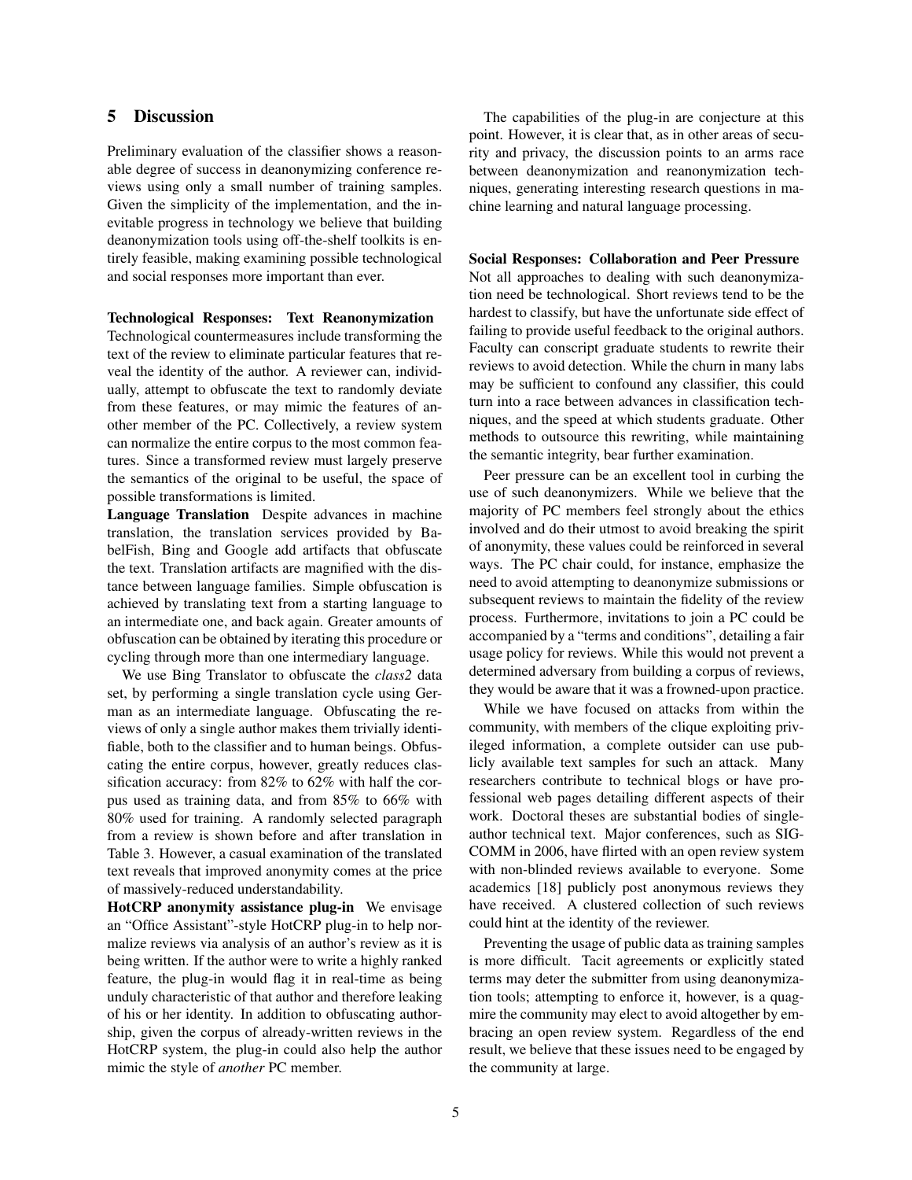## 5 Discussion

Preliminary evaluation of the classifier shows a reasonable degree of success in deanonymizing conference reviews using only a small number of training samples. Given the simplicity of the implementation, and the inevitable progress in technology we believe that building deanonymization tools using off-the-shelf toolkits is entirely feasible, making examining possible technological and social responses more important than ever.

**Technological Responses: Text Reanonymization** Technological countermeasures include transforming the text of the review to eliminate particular features that reveal the identity of the author. A reviewer can, individually, attempt to obfuscate the text to randomly deviate from these features, or may mimic the features of another member of the PC. Collectively, a review system can normalize the entire corpus to the most common features. Since a transformed review must largely preserve the semantics of the original to be useful, the space of possible transformations is limited.

**Language Translation** Despite advances in machine translation, the translation services provided by BabelFish, Bing and Google add artifacts that obfuscate the text. Translation artifacts are magnified with the distance between language families. Simple obfuscation is achieved by translating text from a starting language to an intermediate one, and back again. Greater amounts of obfuscation can be obtained by iterating this procedure or cycling through more than one intermediary language.

We use Bing Translator to obfuscate the *class2* data set, by performing a single translation cycle using German as an intermediate language. Obfuscating the reviews of only a single author makes them trivially identifiable, both to the classifier and to human beings. Obfuscating the entire corpus, however, greatly reduces classification accuracy: from 82% to 62% with half the corpus used as training data, and from 85% to 66% with 80% used for training. A randomly selected paragraph from a review is shown before and after translation in Table 3. However, a casual examination of the translated text reveals that improved anonymity comes at the price of massively-reduced understandability.

**HotCRP anonymity assistance plug-in** We envisage an "Office Assistant"-style HotCRP plug-in to help normalize reviews via analysis of an author's review as it is being written. If the author were to write a highly ranked feature, the plug-in would flag it in real-time as being unduly characteristic of that author and therefore leaking of his or her identity. In addition to obfuscating authorship, given the corpus of already-written reviews in the HotCRP system, the plug-in could also help the author mimic the style of *another* PC member.

The capabilities of the plug-in are conjecture at this point. However, it is clear that, as in other areas of security and privacy, the discussion points to an arms race between deanonymization and reanonymization techniques, generating interesting research questions in machine learning and natural language processing.

**Social Responses: Collaboration and Peer Pressure** Not all approaches to dealing with such deanonymization need be technological. Short reviews tend to be the hardest to classify, but have the unfortunate side effect of failing to provide useful feedback to the original authors. Faculty can conscript graduate students to rewrite their reviews to avoid detection. While the churn in many labs may be sufficient to confound any classifier, this could turn into a race between advances in classification techniques, and the speed at which students graduate. Other methods to outsource this rewriting, while maintaining the semantic integrity, bear further examination.

Peer pressure can be an excellent tool in curbing the use of such deanonymizers. While we believe that the majority of PC members feel strongly about the ethics involved and do their utmost to avoid breaking the spirit of anonymity, these values could be reinforced in several ways. The PC chair could, for instance, emphasize the need to avoid attempting to deanonymize submissions or subsequent reviews to maintain the fidelity of the review process. Furthermore, invitations to join a PC could be accompanied by a "terms and conditions", detailing a fair usage policy for reviews. While this would not prevent a determined adversary from building a corpus of reviews, they would be aware that it was a frowned-upon practice.

While we have focused on attacks from within the community, with members of the clique exploiting privileged information, a complete outsider can use publicly available text samples for such an attack. Many researchers contribute to technical blogs or have professional web pages detailing different aspects of their work. Doctoral theses are substantial bodies of single-author technical text. Major conferences, such as SIGCOMM in 2006, have flirted with an open review system with non-blinded reviews available to everyone. Some academics [18] publicly post anonymous reviews they have received. A clustered collection of such reviews could hint at the identity of the reviewer.

Preventing the usage of public data as training samples is more difficult. Tacit agreements or explicitly stated terms may deter the submitter from using deanonymization tools; attempting to enforce it, however, is a quagmire the community may elect to avoid altogether by embracing an open review system. Regardless of the end result, we believe that these issues need to be engaged by the community at large.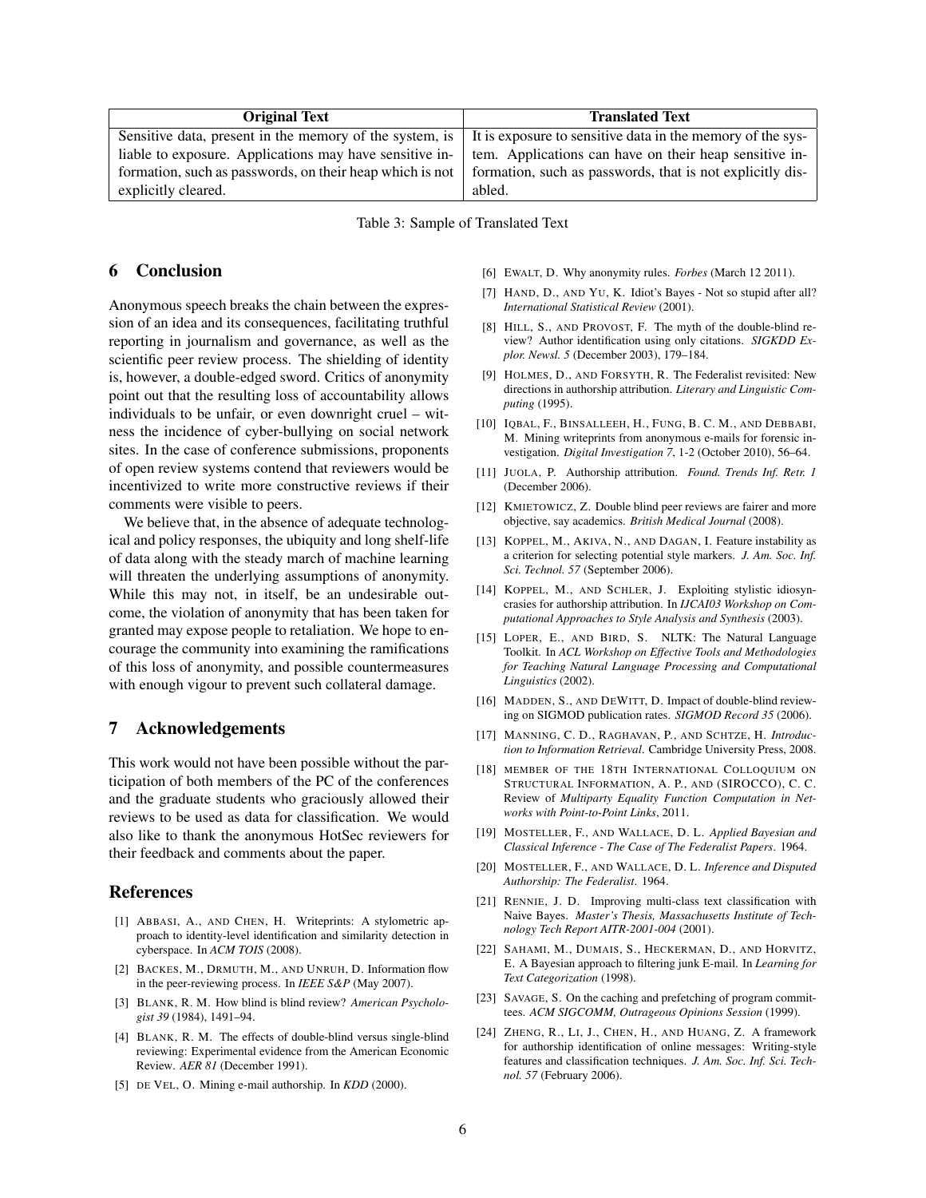| Original Text | Translated Text |
| --- | --- |
| Sensitive data, present in the memory of the system, is liable to exposure. Applications may have sensitive information, such as passwords, on their heap which is not explicitly cleared. | It is exposure to sensitive data in the memory of the system. Applications can have on their heap sensitive information, such as passwords, that is not explicitly disabled. |

Table 3: Sample of Translated Text

## 6 Conclusion

Anonymous speech breaks the chain between the expression of an idea and its consequences, facilitating truthful reporting in journalism and governance, as well as the scientific peer review process. The shielding of identity is, however, a double-edged sword. Critics of anonymity point out that the resulting loss of accountability allows individuals to be unfair, or even downright cruel – witness the incidence of cyber-bullying on social network sites. In the case of conference submissions, proponents of open review systems contend that reviewers would be incentivized to write more constructive reviews if their comments were visible to peers.

We believe that, in the absence of adequate technological and policy responses, the ubiquity and long shelf-life of data along with the steady march of machine learning will threaten the underlying assumptions of anonymity. While this may not, in itself, be an undesirable outcome, the violation of anonymity that has been taken for granted may expose people to retaliation. We hope to encourage the community into examining the ramifications of this loss of anonymity, and possible countermeasures with enough vigour to prevent such collateral damage.

## 7 Acknowledgements

This work would not have been possible without the participation of both members of the PC of the conferences and the graduate students who graciously allowed their reviews to be used as data for classification. We would also like to thank the anonymous HotSec reviewers for their feedback and comments about the paper.

## References

[1] Abbasi, A., and Chen, H. Writeprints: A stylometric approach to identity-level identification and similarity detection in cyberspace. In *ACM TOIS* (2008).

[2] Backes, M., Drmuth, M., and Unruh, D. Information flow in the peer-reviewing process. In *IEEE S&P* (May 2007).

[3] Blank, R. M. How blind is blind review? *American Psychologist 39* (1984), 1491–94.

[4] Blank, R. M. The effects of double-blind versus single-blind reviewing: Experimental evidence from the American Economic Review. *AER 81* (December 1991).

[5] de Vel, O. Mining e-mail authorship. In *KDD* (2000).

[6] Ewalt, D. Why anonymity rules. *Forbes* (March 12 2011).

[7] Hand, D., and Yu, K. Idiot's Bayes - Not so stupid after all? *International Statistical Review* (2001).

[8] Hill, S., and Provost, F. The myth of the double-blind review? Author identification using only citations. *SIGKDD Explor. Newsl. 5* (December 2003), 179–184.

[9] Holmes, D., and Forsyth, R. The Federalist revisited: New directions in authorship attribution. *Literary and Linguistic Computing* (1995).

[10] Iqbal, F., Binsalleeh, H., Fung, B. C. M., and Debbabi, M. Mining writeprints from anonymous e-mails for forensic investigation. *Digital Investigation 7*, 1-2 (October 2010), 56–64.

[11] Juola, P. Authorship attribution. *Found. Trends Inf. Retr. 1* (December 2006).

[12] Kmietowicz, Z. Double blind peer reviews are fairer and more objective, say academics. *British Medical Journal* (2008).

[13] Koppel, M., Akiva, N., and Dagan, I. Feature instability as a criterion for selecting potential style markers. *J. Am. Soc. Inf. Sci. Technol. 57* (September 2006).

[14] Koppel, M., and Schler, J. Exploiting stylistic idiosyncrasies for authorship attribution. In *IJCAI03 Workshop on Computational Approaches to Style Analysis and Synthesis* (2003).

[15] Loper, E., and Bird, S. NLTK: The Natural Language Toolkit. In *ACL Workshop on Effective Tools and Methodologies for Teaching Natural Language Processing and Computational Linguistics* (2002).

[16] Madden, S., and DeWitt, D. Impact of double-blind reviewing on SIGMOD publication rates. *SIGMOD Record 35* (2006).

[17] Manning, C. D., Raghavan, P., and Schtze, H. *Introduction to Information Retrieval*. Cambridge University Press, 2008.

[18] member of the 18th International Colloquium on Structural Information, A. P., and (SIROCCO), C. C. Review of *Multiparty Equality Function Computation in Networks with Point-to-Point Links*, 2011.

[19] Mosteller, F., and Wallace, D. L. *Applied Bayesian and Classical Inference - The Case of The Federalist Papers*. 1964.

[20] Mosteller, F., and Wallace, D. L. *Inference and Disputed Authorship: The Federalist*. 1964.

[21] Rennie, J. D. Improving multi-class text classification with Naive Bayes. *Master's Thesis, Massachusetts Institute of Technology Tech Report AITR-2001-004* (2001).

[22] Sahami, M., Dumais, S., Heckerman, D., and Horvitz, E. A Bayesian approach to filtering junk E-mail. In *Learning for Text Categorization* (1998).

[23] Savage, S. On the caching and prefetching of program committees. *ACM SIGCOMM, Outrageous Opinions Session* (1999).

[24] Zheng, R., Li, J., Chen, H., and Huang, Z. A framework for authorship identification of online messages: Writing-style features and classification techniques. *J. Am. Soc. Inf. Sci. Technol. 57* (February 2006).